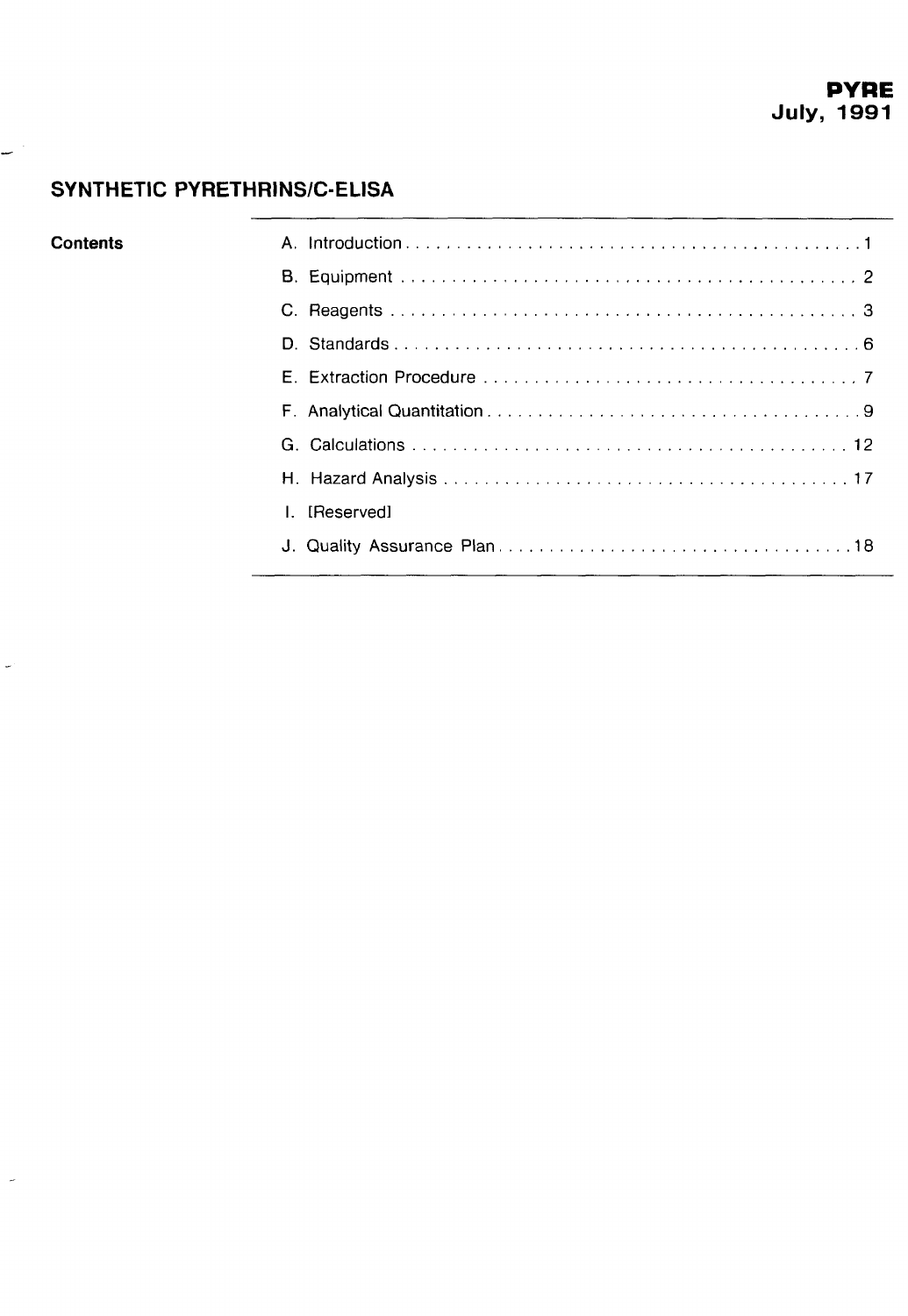**PYRE**
**July, 1991**

# SYNTHETIC PYRETHRINS/C-ELISA

**Contents**

| | |
|---|---|
| A. Introduction | 1 |
| B. Equipment | 2 |
| C. Reagents | 3 |
| D. Standards | 6 |
| E. Extraction Procedure | 7 |
| F. Analytical Quantitation | 9 |
| G. Calculations | 12 |
| H. Hazard Analysis | 17 |
| I. [Reserved] | |
| J. Quality Assurance Plan | 18 |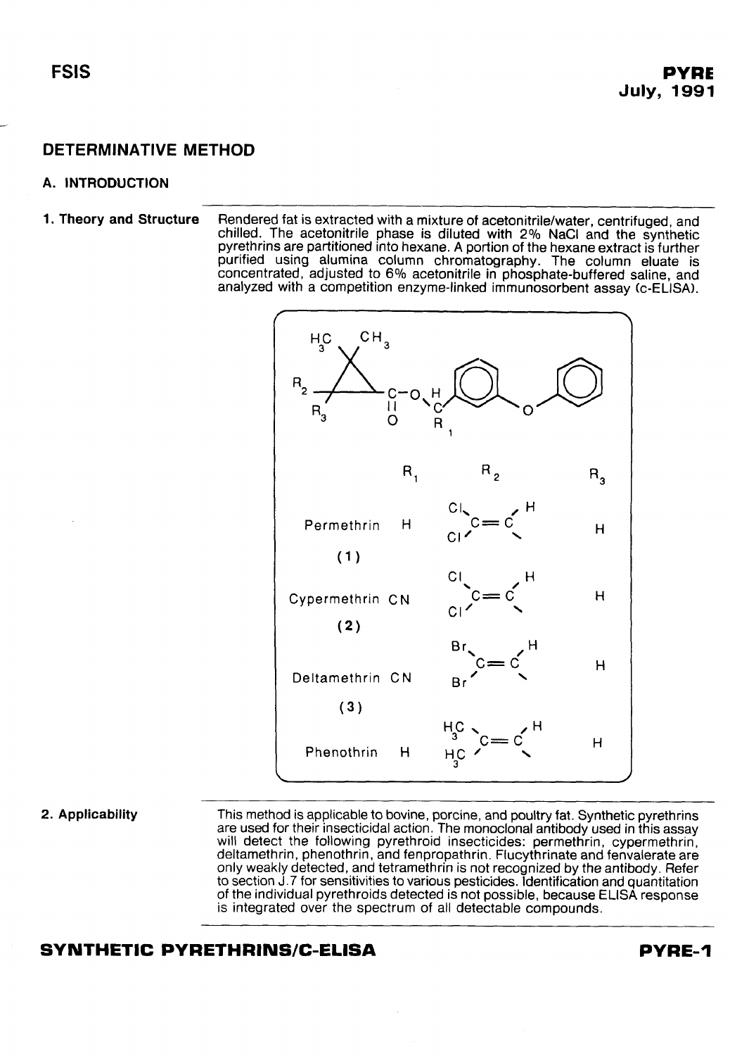## DETERMINATIVE METHOD

### A. INTRODUCTION

**1. Theory and Structure**

Rendered fat is extracted with a mixture of acetonitrile/water, centrifuged, and chilled. The acetonitrile phase is diluted with 2% NaCl and the synthetic pyrethrins are partitioned into hexane. A portion of the hexane extract is further purified using alumina column chromatography. The column eluate is concentrated, adjusted to 6% acetonitrile in phosphate-buffered saline, and analyzed with a competition enzyme-linked immunosorbent assay (c-ELISA).

| | $R_1$ | $R_2$ | $R_3$ |
|---|---|---|---|
| Permethrin (1) | H | $Cl_2C{=}CH-$ | H |
| Cypermethrin (2) | CN | $Cl_2C{=}CH-$ | H |
| Deltamethrin (3) | CN | $Br_2C{=}CH-$ | H |
| Phenothrin | H | $(H_3C)_2C{=}CH-$ | H |

**2. Applicability**

This method is applicable to bovine, porcine, and poultry fat. Synthetic pyrethrins are used for their insecticidal action. The monoclonal antibody used in this assay will detect the following pyrethroid insecticides: permethrin, cypermethrin, deltamethrin, phenothrin, and fenpropathrin. Flucythrinate and fenvalerate are only weakly detected, and tetramethrin is not recognized by the antibody. Refer to section J.7 for sensitivities to various pesticides. Identification and quantitation of the individual pyrethroids detected is not possible, because ELISA response is integrated over the spectrum of all detectable compounds.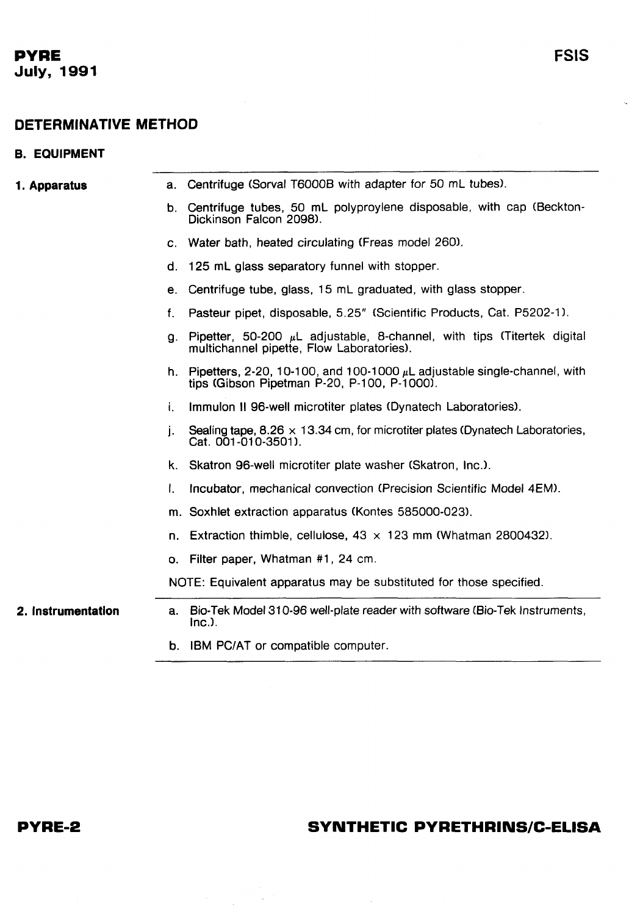## DETERMINATIVE METHOD

### B. EQUIPMENT

**1. Apparatus**

a. Centrifuge (Sorval T6000B with adapter for 50 mL tubes).

b. Centrifuge tubes, 50 mL polyproylene disposable, with cap (Beckton-Dickinson Falcon 2098).

c. Water bath, heated circulating (Freas model 260).

d. 125 mL glass separatory funnel with stopper.

e. Centrifuge tube, glass, 15 mL graduated, with glass stopper.

f. Pasteur pipet, disposable, 5.25" (Scientific Products, Cat. P5202-1).

g. Pipetter, 50-200 μL adjustable, 8-channel, with tips (Titertek digital multichannel pipette, Flow Laboratories).

h. Pipetters, 2-20, 10-100, and 100-1000 μL adjustable single-channel, with tips (Gibson Pipetman P-20, P-100, P-1000).

i. Immulon II 96-well microtiter plates (Dynatech Laboratories).

j. Sealing tape, 8.26 × 13.34 cm, for microtiter plates (Dynatech Laboratories, Cat. 001-010-3501).

k. Skatron 96-well microtiter plate washer (Skatron, Inc.).

l. Incubator, mechanical convection (Precision Scientific Model 4EM).

m. Soxhlet extraction apparatus (Kontes 585000-023).

n. Extraction thimble, cellulose, 43 × 123 mm (Whatman 2800432).

o. Filter paper, Whatman #1, 24 cm.

NOTE: Equivalent apparatus may be substituted for those specified.

**2. Instrumentation**

a. Bio-Tek Model 310-96 well-plate reader with software (Bio-Tek Instruments, Inc.).

b. IBM PC/AT or compatible computer.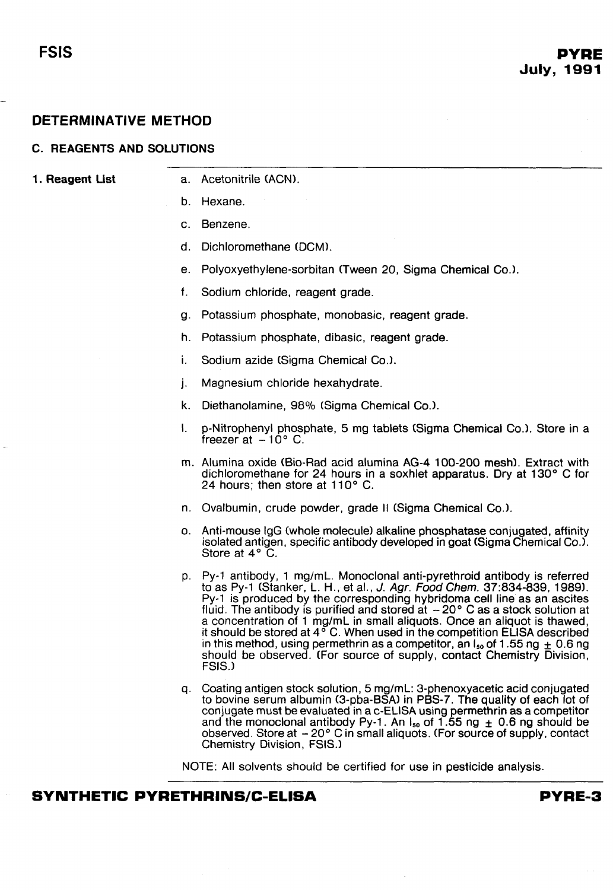## DETERMINATIVE METHOD

### C. REAGENTS AND SOLUTIONS

**1. Reagent List**

a. Acetonitrile (ACN).

b. Hexane.

c. Benzene.

d. Dichloromethane (DCM).

e. Polyoxyethylene-sorbitan (Tween 20, Sigma Chemical Co.).

f. Sodium chloride, reagent grade.

g. Potassium phosphate, monobasic, reagent grade.

h. Potassium phosphate, dibasic, reagent grade.

i. Sodium azide (Sigma Chemical Co.).

j. Magnesium chloride hexahydrate.

k. Diethanolamine, 98% (Sigma Chemical Co.).

l. p-Nitrophenyl phosphate, 5 mg tablets (Sigma Chemical Co.). Store in a freezer at −10° C.

m. Alumina oxide (Bio-Rad acid alumina AG-4 100-200 mesh). Extract with dichloromethane for 24 hours in a soxhlet apparatus. Dry at 130° C for 24 hours; then store at 110° C.

n. Ovalbumin, crude powder, grade II (Sigma Chemical Co.).

o. Anti-mouse IgG (whole molecule) alkaline phosphatase conjugated, affinity isolated antigen, specific antibody developed in goat (Sigma Chemical Co.). Store at 4° C.

p. Py-1 antibody, 1 mg/mL. Monoclonal anti-pyrethroid antibody is referred to as Py-1 (Stanker, L. H., et al., *J. Agr. Food Chem.* 37:834-839, 1989). Py-1 is produced by the corresponding hybridoma cell line as an ascites fluid. The antibody is purified and stored at −20° C as a stock solution at a concentration of 1 mg/mL in small aliquots. Once an aliquot is thawed, it should be stored at 4° C. When used in the competition ELISA described in this method, using permethrin as a competitor, an $I_{50}$ of 1.55 ng ± 0.6 ng should be observed. (For source of supply, contact Chemistry Division, FSIS.)

q. Coating antigen stock solution, 5 mg/mL: 3-phenoxyacetic acid conjugated to bovine serum albumin (3-pba-BSA) in PBS-7. The quality of each lot of conjugate must be evaluated in a c-ELISA using permethrin as a competitor and the monoclonal antibody Py-1. An $I_{50}$ of 1.55 ng ± 0.6 ng should be observed. Store at −20° C in small aliquots. (For source of supply, contact Chemistry Division, FSIS.)

NOTE: All solvents should be certified for use in pesticide analysis.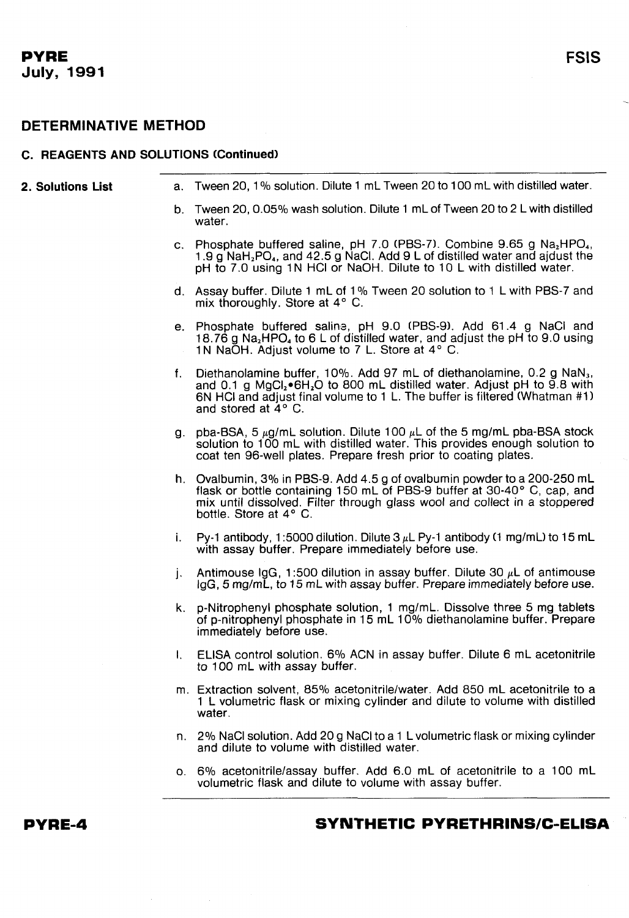## DETERMINATIVE METHOD

### C. REAGENTS AND SOLUTIONS (Continued)

**2. Solutions List**

a. Tween 20, 1% solution. Dilute 1 mL Tween 20 to 100 mL with distilled water.

b. Tween 20, 0.05% wash solution. Dilute 1 mL of Tween 20 to 2 L with distilled water.

c. Phosphate buffered saline, pH 7.0 (PBS-7). Combine 9.65 g $Na_2HPO_4$, 1.9 g $NaH_2PO_4$, and 42.5 g NaCl. Add 9 L of distilled water and ajdust the pH to 7.0 using 1N HCl or NaOH. Dilute to 10 L with distilled water.

d. Assay buffer. Dilute 1 mL of 1% Tween 20 solution to 1 L with PBS-7 and mix thoroughly. Store at 4° C.

e. Phosphate buffered saline, pH 9.0 (PBS-9). Add 61.4 g NaCl and 18.76 g $Na_2HPO_4$ to 6 L of distilled water, and adjust the pH to 9.0 using 1N NaOH. Adjust volume to 7 L. Store at 4° C.

f. Diethanolamine buffer, 10%. Add 97 mL of diethanolamine, 0.2 g $NaN_3$, and 0.1 g $MgCl_2 \bullet 6H_2O$ to 800 mL distilled water. Adjust pH to 9.8 with 6N HCl and adjust final volume to 1 L. The buffer is filtered (Whatman #1) and stored at 4° C.

g. pba-BSA, 5 $\mu$g/mL solution. Dilute 100 $\mu$L of the 5 mg/mL pba-BSA stock solution to 100 mL with distilled water. This provides enough solution to coat ten 96-well plates. Prepare fresh prior to coating plates.

h. Ovalbumin, 3% in PBS-9. Add 4.5 g of ovalbumin powder to a 200-250 mL flask or bottle containing 150 mL of PBS-9 buffer at 30-40° C, cap, and mix until dissolved. Filter through glass wool and collect in a stoppered bottle. Store at 4° C.

i. Py-1 antibody, 1:5000 dilution. Dilute 3 $\mu$L Py-1 antibody (1 mg/mL) to 15 mL with assay buffer. Prepare immediately before use.

j. Antimouse IgG, 1:500 dilution in assay buffer. Dilute 30 $\mu$L of antimouse IgG, 5 mg/mL, to 15 mL with assay buffer. *Prepare immediately before use.*

k. p-Nitrophenyl phosphate solution, 1 mg/mL. Dissolve three 5 mg tablets of p-nitrophenyl phosphate in 15 mL 10% diethanolamine buffer. Prepare immediately before use.

l. ELISA control solution. 6% ACN in assay buffer. Dilute 6 mL acetonitrile to 100 mL with assay buffer.

m. Extraction solvent, 85% acetonitrile/water. Add 850 mL acetonitrile to a 1 L volumetric flask or mixing cylinder and dilute to volume with distilled water.

n. 2% NaCl solution. Add 20 g NaCl to a 1 L volumetric flask or mixing cylinder and dilute to volume with distilled water.

o. 6% acetonitrile/assay buffer. Add 6.0 mL of acetonitrile to a 100 mL volumetric flask and dilute to volume with assay buffer.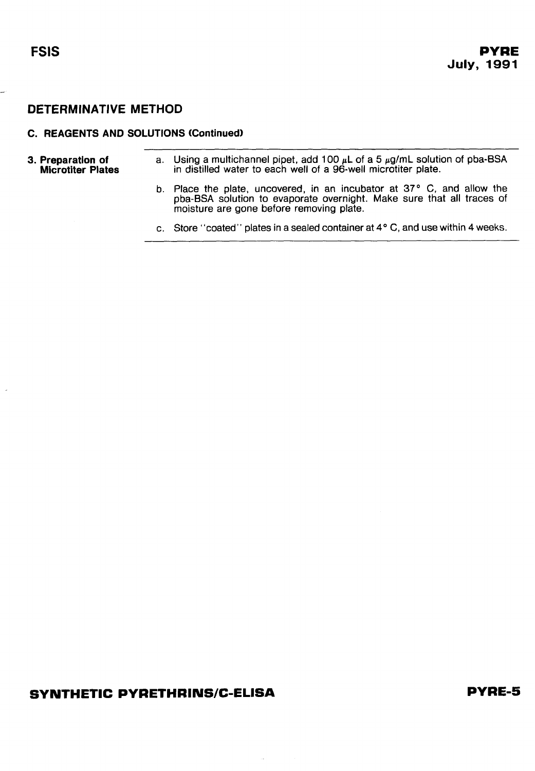## DETERMINATIVE METHOD

### C. REAGENTS AND SOLUTIONS (Continued)

**3. Preparation of Microtiter Plates**

a. Using a multichannel pipet, add 100 µL of a 5 µg/mL solution of pba-BSA in distilled water to each well of a 96-well microtiter plate.

b. Place the plate, uncovered, in an incubator at 37° C, and allow the pba-BSA solution to evaporate overnight. Make sure that all traces of moisture are gone before removing plate.

c. Store "coated" plates in a sealed container at 4° C, and use within 4 weeks.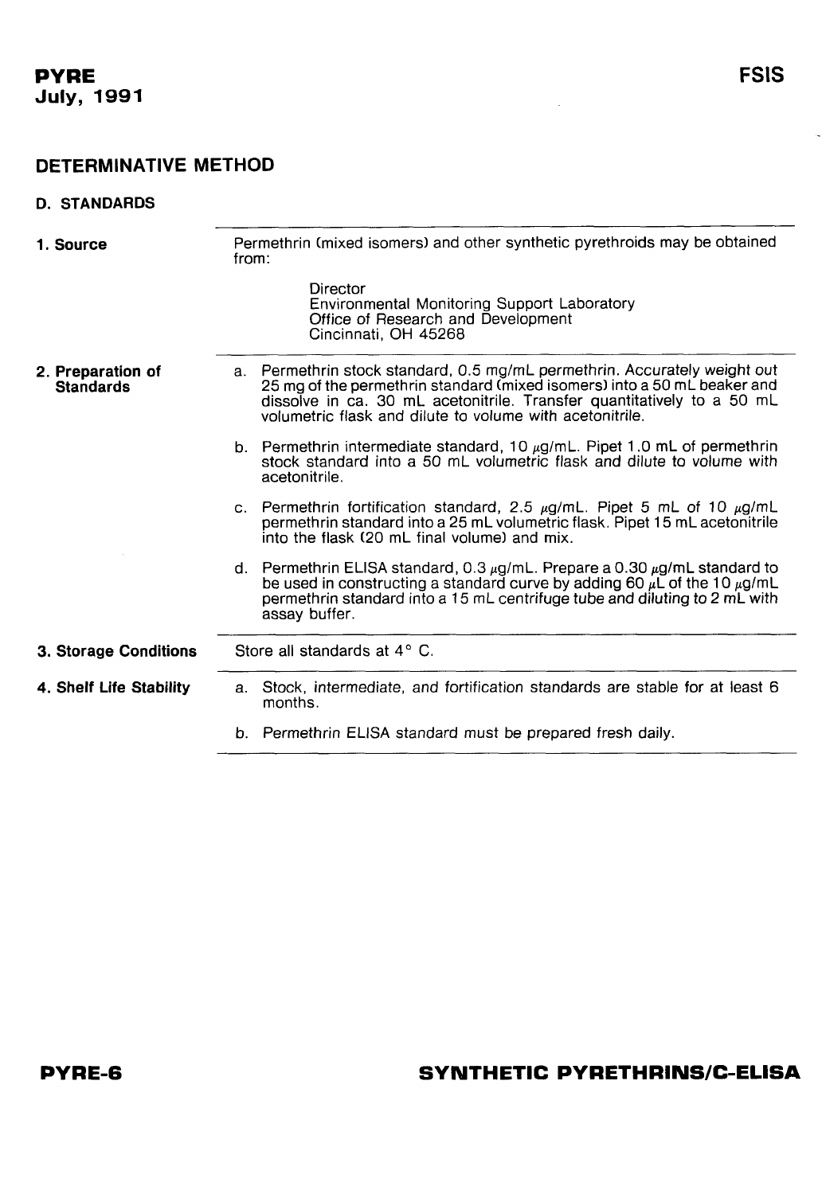## DETERMINATIVE METHOD

### D. STANDARDS

**1. Source**

Permethrin (mixed isomers) and other synthetic pyrethroids may be obtained from:

> Director
> Environmental Monitoring Support Laboratory
> Office of Research and Development
> Cincinnati, OH 45268

**2. Preparation of Standards**

a. Permethrin stock standard, 0.5 mg/mL permethrin. Accurately weight out 25 mg of the permethrin standard (mixed isomers) into a 50 mL beaker and dissolve in ca. 30 mL acetonitrile. Transfer quantitatively to a 50 mL volumetric flask and dilute to volume with acetonitrile.

b. Permethrin intermediate standard, 10 $\mu$g/mL. Pipet 1.0 mL of permethrin stock standard into a 50 mL volumetric flask and dilute to volume with acetonitrile.

c. Permethrin fortification standard, 2.5 $\mu$g/mL. Pipet 5 mL of 10 $\mu$g/mL permethrin standard into a 25 mL volumetric flask. Pipet 15 mL acetonitrile into the flask (20 mL final volume) and mix.

d. Permethrin ELISA standard, 0.3 $\mu$g/mL. Prepare a 0.30 $\mu$g/mL standard to be used in constructing a standard curve by adding 60 $\mu$L of the 10 $\mu$g/mL permethrin standard into a 15 mL centrifuge tube and diluting to 2 mL with assay buffer.

**3. Storage Conditions**

Store all standards at 4° C.

**4. Shelf Life Stability**

a. Stock, intermediate, and fortification standards are stable for at least 6 months.

b. Permethrin ELISA standard must be prepared fresh daily.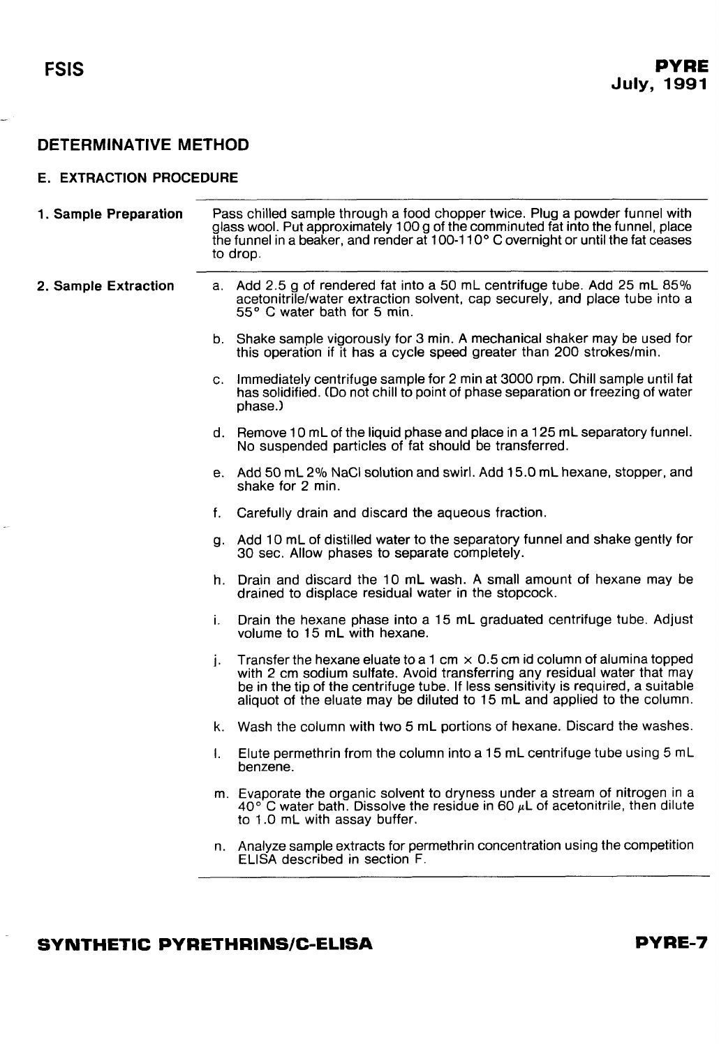## DETERMINATIVE METHOD

### E. EXTRACTION PROCEDURE

**1. Sample Preparation**

Pass chilled sample through a food chopper twice. Plug a powder funnel with glass wool. Put approximately 100 g of the comminuted fat into the funnel, place the funnel in a beaker, and render at 100-110° C overnight or until the fat ceases to drop.

**2. Sample Extraction**

a. Add 2.5 g of rendered fat into a 50 mL centrifuge tube. Add 25 mL 85% acetonitrile/water extraction solvent, cap securely, and place tube into a 55° C water bath for 5 min.

b. Shake sample vigorously for 3 min. A mechanical shaker may be used for this operation if it has a cycle speed greater than 200 strokes/min.

c. Immediately centrifuge sample for 2 min at 3000 rpm. Chill sample until fat has solidified. (Do not chill to point of phase separation or freezing of water phase.)

d. Remove 10 mL of the liquid phase and place in a 125 mL separatory funnel. No suspended particles of fat should be transferred.

e. Add 50 mL 2% NaCl solution and swirl. Add 15.0 mL hexane, stopper, and shake for 2 min.

f. Carefully drain and discard the aqueous fraction.

g. Add 10 mL of distilled water to the separatory funnel and shake gently for 30 sec. Allow phases to separate completely.

h. Drain and discard the 10 mL wash. A small amount of hexane may be drained to displace residual water in the stopcock.

i. Drain the hexane phase into a 15 mL graduated centrifuge tube. Adjust volume to 15 mL with hexane.

j. Transfer the hexane eluate to a 1 cm × 0.5 cm id column of alumina topped with 2 cm sodium sulfate. Avoid transferring any residual water that may be in the tip of the centrifuge tube. If less sensitivity is required, a suitable aliquot of the eluate may be diluted to 15 mL and applied to the column.

k. Wash the column with two 5 mL portions of hexane. Discard the washes.

l. Elute permethrin from the column into a 15 mL centrifuge tube using 5 mL benzene.

m. Evaporate the organic solvent to dryness under a stream of nitrogen in a 40° C water bath. Dissolve the residue in 60 $\mu$L of acetonitrile, then dilute to 1.0 mL with assay buffer.

n. Analyze sample extracts for permethrin concentration using the competition ELISA described in section F.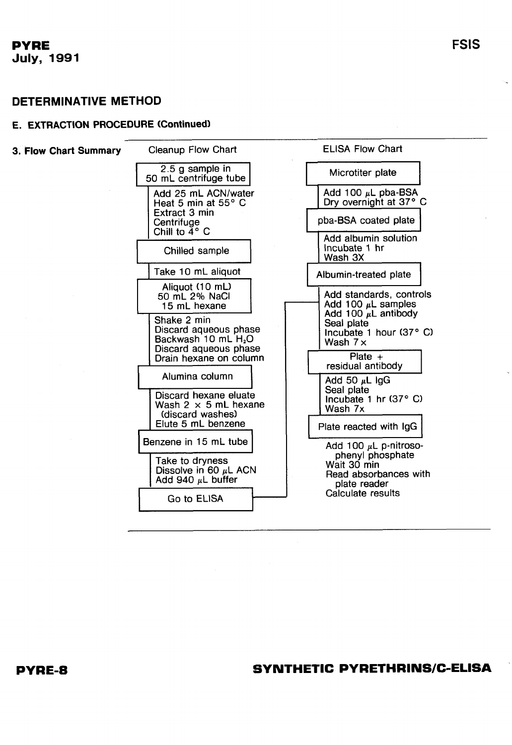## DETERMINATIVE METHOD

### E. EXTRACTION PROCEDURE (Continued)

**3. Flow Chart Summary**

**Cleanup Flow Chart**

- **2.5 g sample in 50 mL centrifuge tube**
  - Add 25 mL ACN/water
  - Heat 5 min at 55° C
  - Extract 3 min
  - Centrifuge
  - Chill to 4° C
- **Chilled sample**
  - Take 10 mL aliquot
- **Aliquot (10 mL) 50 mL 2% NaCl 15 mL hexane**
  - Shake 2 min
  - Discard aqueous phase
  - Backwash 10 mL $H_2O$
  - Discard aqueous phase
  - Drain hexane on column
- **Alumina column**
  - Discard hexane eluate
  - Wash 2 × 5 mL hexane (discard washes)
  - Elute 5 mL benzene
- **Benzene in 15 mL tube**
  - Take to dryness
  - Dissolve in 60 µL ACN
  - Add 940 µL buffer
- **Go to ELISA**

**ELISA Flow Chart**

- **Microtiter plate**
  - Add 100 µL pba-BSA
  - Dry overnight at 37° C
- **pba-BSA coated plate**
  - Add albumin solution
  - Incubate 1 hr
  - Wash 3X
- **Albumin-treated plate**
  - Add standards, controls
  - Add 100 µL samples
  - Add 100 µL antibody
  - Seal plate
  - Incubate 1 hour (37° C)
  - Wash 7×
- **Plate + residual antibody**
  - Add 50 µL IgG
  - Seal plate
  - Incubate 1 hr (37° C)
  - Wash 7x
- **Plate reacted with IgG**
  - Add 100 µL p-nitrosophenyl phosphate
  - Wait 30 min
  - Read absorbances with plate reader
  - Calculate results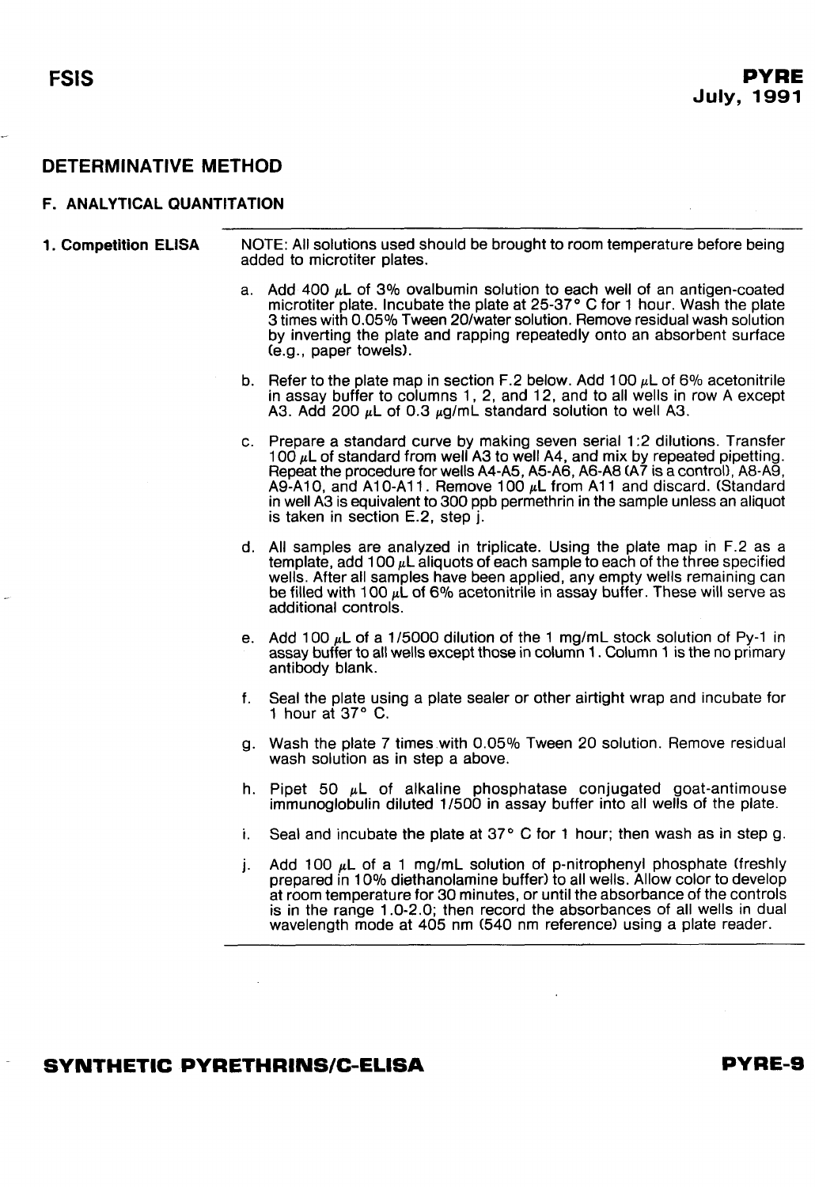## DETERMINATIVE METHOD

### F. ANALYTICAL QUANTITATION

**1. Competition ELISA**

NOTE: All solutions used should be brought to room temperature before being added to microtiter plates.

a. Add 400 μL of 3% ovalbumin solution to each well of an antigen-coated microtiter plate. Incubate the plate at 25-37° C for 1 hour. Wash the plate 3 times with 0.05% Tween 20/water solution. Remove residual wash solution by inverting the plate and rapping repeatedly onto an absorbent surface (e.g., paper towels).

b. Refer to the plate map in section F.2 below. Add 100 μL of 6% acetonitrile in assay buffer to columns 1, 2, and 12, and to all wells in row A except A3. Add 200 μL of 0.3 μg/mL standard solution to well A3.

c. Prepare a standard curve by making seven serial 1:2 dilutions. Transfer 100 μL of standard from well A3 to well A4, and mix by repeated pipetting. Repeat the procedure for wells A4-A5, A5-A6, A6-A8 (A7 is a control), A8-A9, A9-A10, and A10-A11. Remove 100 μL from A11 and discard. (Standard in well A3 is equivalent to 300 ppb permethrin in the sample unless an aliquot is taken in section E.2, step j.

d. All samples are analyzed in triplicate. Using the plate map in F.2 as a template, add 100 μL aliquots of each sample to each of the three specified wells. After all samples have been applied, any empty wells remaining can be filled with 100 μL of 6% acetonitrile in assay buffer. These will serve as additional controls.

e. Add 100 μL of a 1/5000 dilution of the 1 mg/mL stock solution of Py-1 in assay buffer to all wells except those in column 1. Column 1 is the no primary antibody blank.

f. Seal the plate using a plate sealer or other airtight wrap and incubate for 1 hour at 37° C.

g. Wash the plate 7 times with 0.05% Tween 20 solution. Remove residual wash solution as in step a above.

h. Pipet 50 μL of alkaline phosphatase conjugated goat-antimouse immunoglobulin diluted 1/500 in assay buffer into all wells of the plate.

i. Seal and incubate the plate at 37° C for 1 hour; then wash as in step g.

j. Add 100 μL of a 1 mg/mL solution of p-nitrophenyl phosphate (freshly prepared in 10% diethanolamine buffer) to all wells. Allow color to develop at room temperature for 30 minutes, or until the absorbance of the controls is in the range 1.0-2.0; then record the absorbances of all wells in dual wavelength mode at 405 nm (540 nm reference) using a plate reader.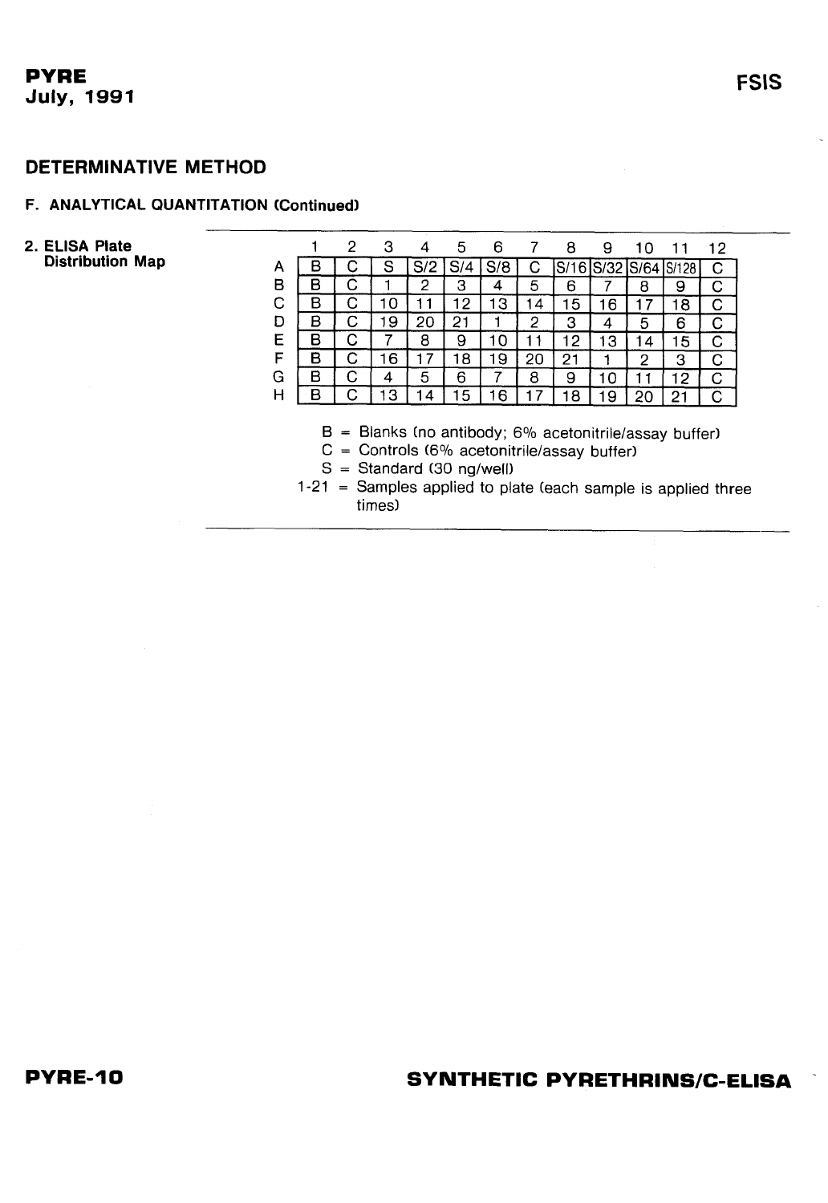## DETERMINATIVE METHOD

### F. ANALYTICAL QUANTITATION (Continued)

**2. ELISA Plate Distribution Map**

| | 1 | 2 | 3 | 4 | 5 | 6 | 7 | 8 | 9 | 10 | 11 | 12 |
|---|---|---|---|---|---|---|---|---|---|---|---|---|
| A | B | C | S | S/2 | S/4 | S/8 | C | S/16 | S/32 | S/64 | S/128 | C |
| B | B | C | 1 | 2 | 3 | 4 | 5 | 6 | 7 | 8 | 9 | C |
| C | B | C | 10 | 11 | 12 | 13 | 14 | 15 | 16 | 17 | 18 | C |
| D | B | C | 19 | 20 | 21 | 1 | 2 | 3 | 4 | 5 | 6 | C |
| E | B | C | 7 | 8 | 9 | 10 | 11 | 12 | 13 | 14 | 15 | C |
| F | B | C | 16 | 17 | 18 | 19 | 20 | 21 | 1 | 2 | 3 | C |
| G | B | C | 4 | 5 | 6 | 7 | 8 | 9 | 10 | 11 | 12 | C |
| H | B | C | 13 | 14 | 15 | 16 | 17 | 18 | 19 | 20 | 21 | C |

B = Blanks (no antibody; 6% acetonitrile/assay buffer)
C = Controls (6% acetonitrile/assay buffer)
S = Standard (30 ng/well)
1-21 = Samples applied to plate (each sample is applied three times)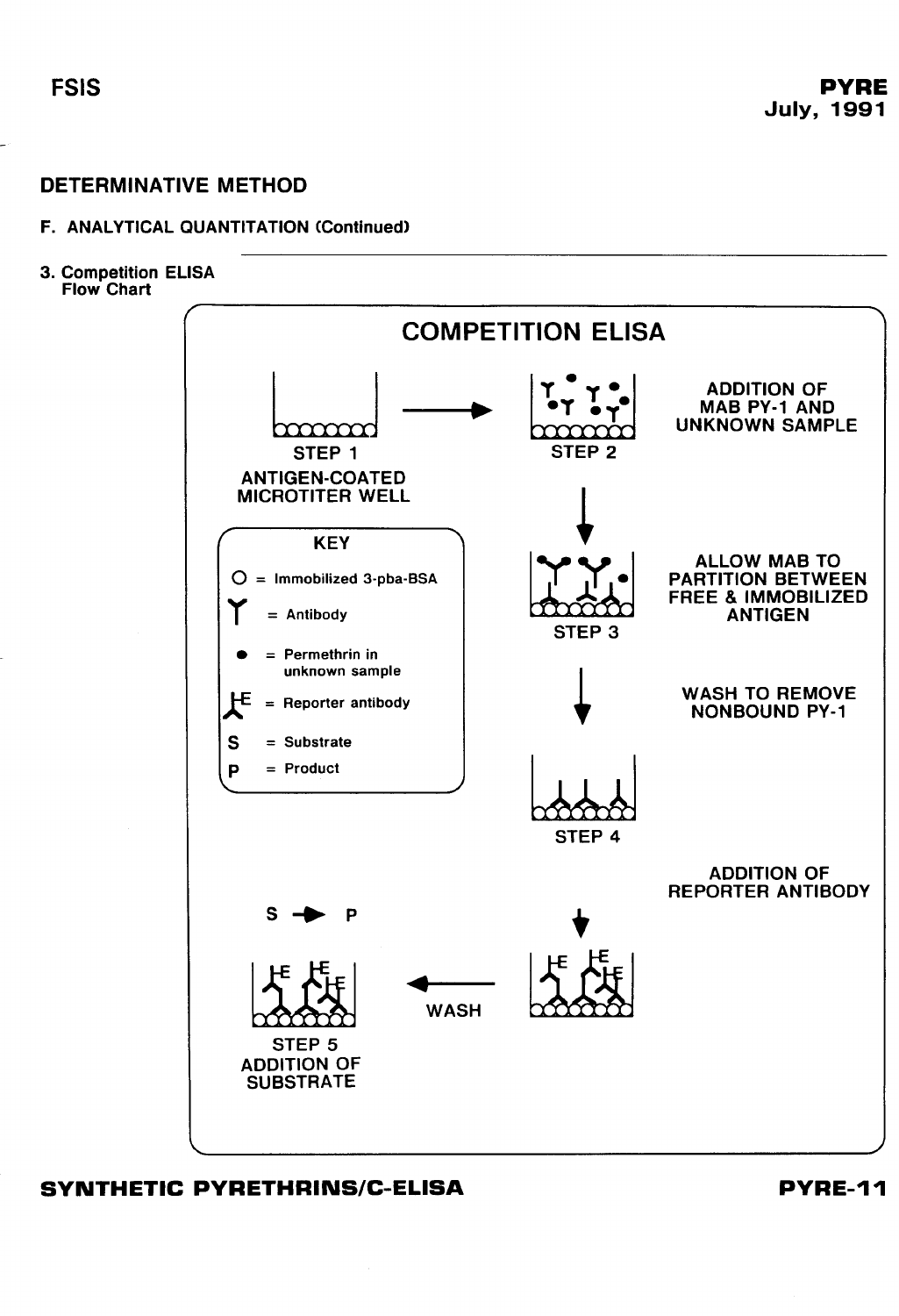## DETERMINATIVE METHOD

### F. ANALYTICAL QUANTITATION (Continued)

3. Competition ELISA Flow Chart

**COMPETITION ELISA**

STEP 1
ANTIGEN-COATED MICROTITER WELL

STEP 2
ADDITION OF MAB PY-1 AND UNKNOWN SAMPLE

STEP 3
ALLOW MAB TO PARTITION BETWEEN FREE & IMMOBILIZED ANTIGEN

WASH TO REMOVE NONBOUND PY-1

STEP 4

ADDITION OF REPORTER ANTIBODY

WASH

STEP 5
ADDITION OF SUBSTRATE

S → P

**KEY**

- O = Immobilized 3-pba-BSA
- Y = Antibody
- ● = Permethrin in unknown sample
- E = Reporter antibody
- S = Substrate
- P = Product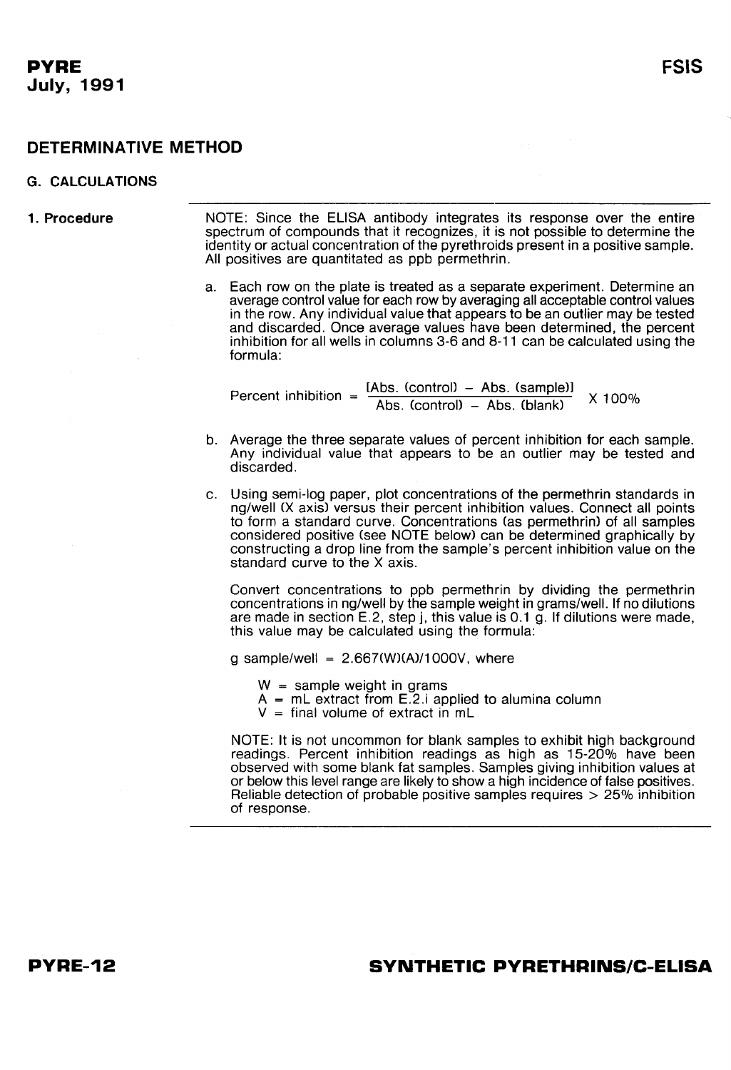## DETERMINATIVE METHOD

### G. CALCULATIONS

**1. Procedure**

NOTE: Since the ELISA antibody integrates its response over the entire spectrum of compounds that it recognizes, it is not possible to determine the identity or actual concentration of the pyrethroids present in a positive sample. All positives are quantitated as ppb permethrin.

a. Each row on the plate is treated as a separate experiment. Determine an average control value for each row by averaging all acceptable control values in the row. Any individual value that appears to be an outlier may be tested and discarded. Once average values have been determined, the percent inhibition for all wells in columns 3-6 and 8-11 can be calculated using the formula:

$$\text{Percent inhibition} = \frac{[\text{Abs. (control)} - \text{Abs. (sample)}]}{\text{Abs. (control)} - \text{Abs. (blank)}} \times 100\%$$

b. Average the three separate values of percent inhibition for each sample. Any individual value that appears to be an outlier may be tested and discarded.

c. Using semi-log paper, plot concentrations of the permethrin standards in ng/well (X axis) versus their percent inhibition values. Connect all points to form a standard curve. Concentrations (as permethrin) of all samples considered positive (see NOTE below) can be determined graphically by constructing a drop line from the sample's percent inhibition value on the standard curve to the X axis.

   Convert concentrations to ppb permethrin by dividing the permethrin concentrations in ng/well by the sample weight in grams/well. If no dilutions are made in section E.2, step j, this value is 0.1 g. If dilutions were made, this value may be calculated using the formula:

   g sample/well = 2.667(W)(A)/1000V, where

   - W = sample weight in grams
   - A = mL extract from E.2.i applied to alumina column
   - V = final volume of extract in mL

   NOTE: It is not uncommon for blank samples to exhibit high background readings. Percent inhibition readings as high as 15-20% have been observed with some blank fat samples. Samples giving inhibition values at or below this level range are likely to show a high incidence of false positives. Reliable detection of probable positive samples requires > 25% inhibition of response.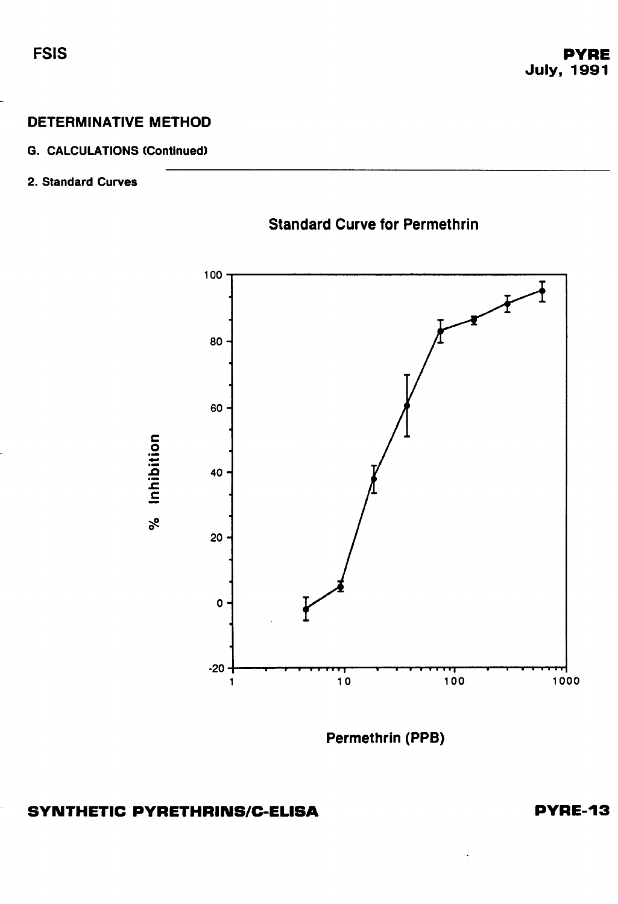## DETERMINATIVE METHOD

### G. CALCULATIONS (Continued)

#### 2. Standard Curves

Standard Curve for Permethrin

% Inhibition

Permethrin (PPB)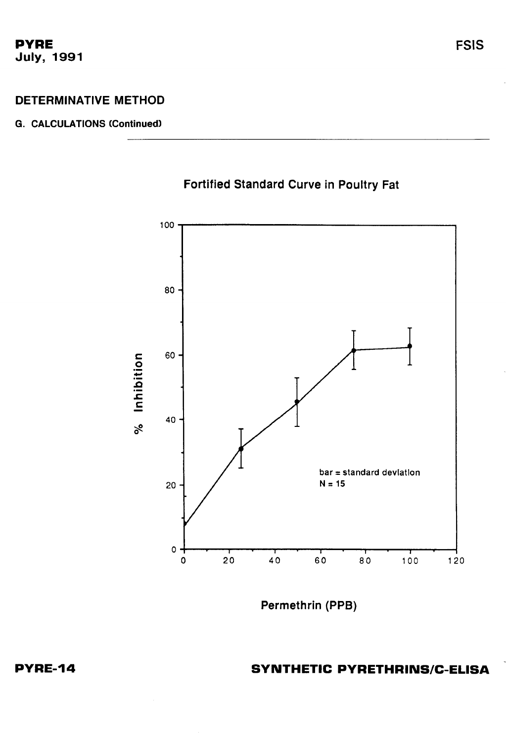## DETERMINATIVE METHOD

### G. CALCULATIONS (Continued)

**Fortified Standard Curve in Poultry Fat**

bar = standard deviation
N = 15

% Inhibition

Permethrin (PPB)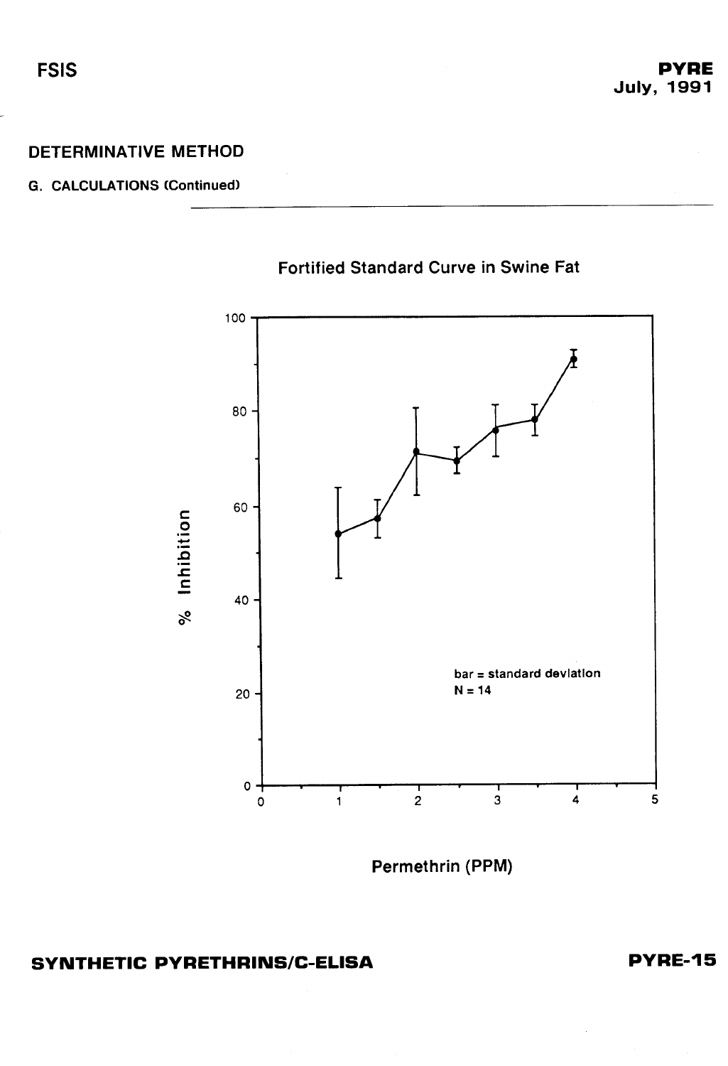## DETERMINATIVE METHOD

### G. CALCULATIONS (Continued)

Fortified Standard Curve in Swine Fat

% Inhibition

bar = standard deviation
N = 14

Permethrin (PPM)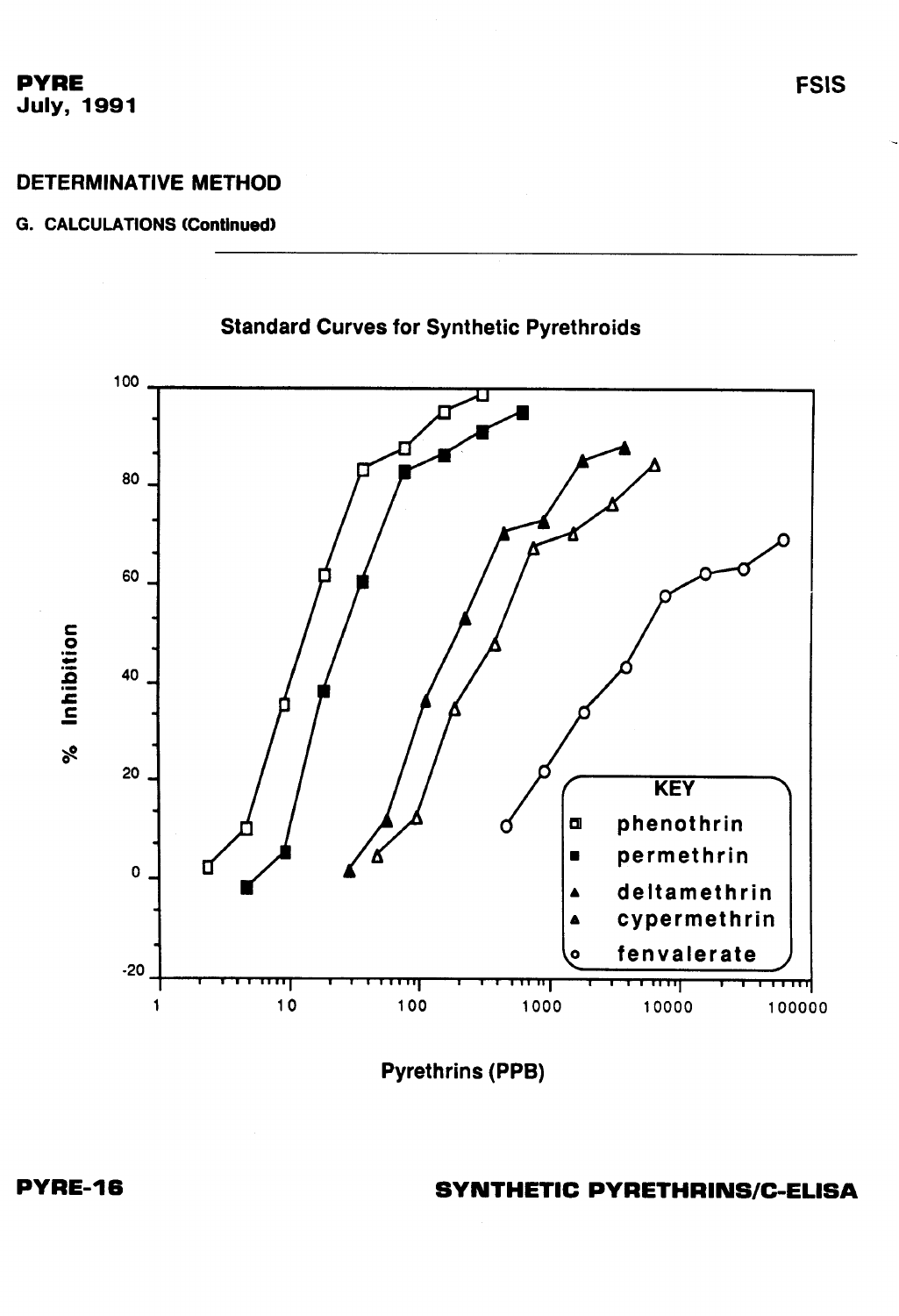## DETERMINATIVE METHOD

### G. CALCULATIONS (Continued)

Standard Curves for Synthetic Pyrethroids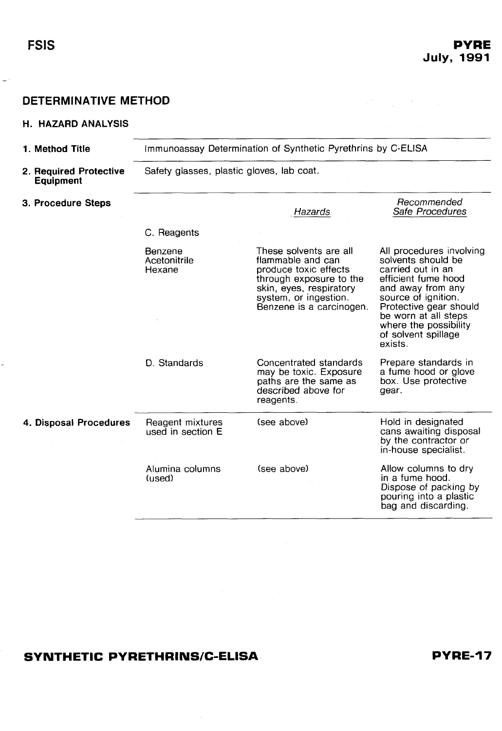## DETERMINATIVE METHOD

### H. HAZARD ANALYSIS

| | | | |
|---|---|---|---|
| **1. Method Title** | Immunoassay Determination of Synthetic Pyrethrins by C-ELISA | | |
| **2. Required Protective Equipment** | Safety glasses, plastic gloves, lab coat. | | |
| **3. Procedure Steps** | | *Hazards* | *Recommended Safe Procedures* |
| | C. Reagents | | |
| | Benzene<br>Acetonitrile<br>Hexane | These solvents are all flammable and can produce toxic effects through exposure to the skin, eyes, respiratory system, or ingestion. Benzene is a carcinogen. | All procedures involving solvents should be carried out in an efficient fume hood and away from any source of ignition. Protective gear should be worn at all steps where the possibility of solvent spillage exists. |
| | D. Standards | Concentrated standards may be toxic. Exposure paths are the same as described above for reagents. | Prepare standards in a fume hood or glove box. Use protective gear. |
| **4. Disposal Procedures** | Reagent mixtures used in section E | (see above) | Hold in designated cans awaiting disposal by the contractor or in-house specialist. |
| | Alumina columns (used) | (see above) | Allow columns to dry in a fume hood. Dispose of packing by pouring into a plastic bag and discarding. |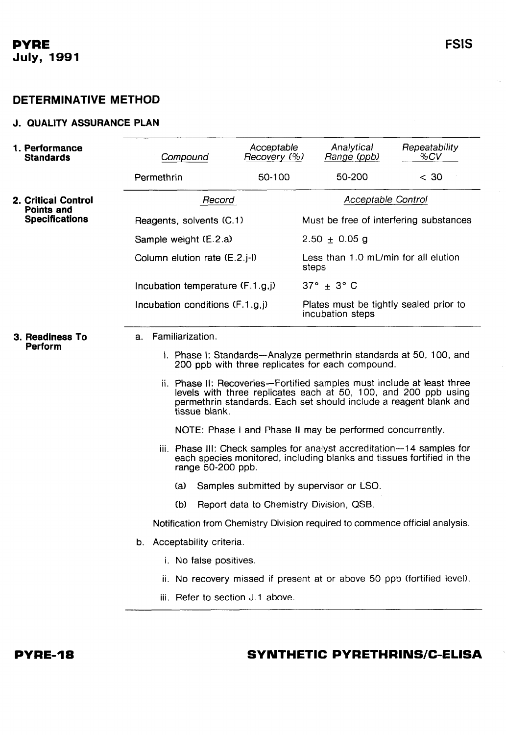## DETERMINATIVE METHOD

### J. QUALITY ASSURANCE PLAN

**1. Performance Standards**

| *Compound* | *Acceptable Recovery (%)* | *Analytical Range (ppb)* | *Repeatability %CV* |
|---|---|---|---|
| Permethrin | 50-100 | 50-200 | < 30 |

**2. Critical Control Points and Specifications**

| *Record* | *Acceptable Control* |
|---|---|
| Reagents, solvents (C.1) | Must be free of interfering substances |
| Sample weight (E.2.a) | 2.50 ± 0.05 g |
| Column elution rate (E.2.j-l) | Less than 1.0 mL/min for all elution steps |
| Incubation temperature (F.1.g,j) | 37° ± 3° C |
| Incubation conditions (F.1.g,j) | Plates must be tightly sealed prior to incubation steps |

**3. Readiness To Perform**

a. Familiarization.

i. Phase I: Standards—Analyze permethrin standards at 50, 100, and 200 ppb with three replicates for each compound.

ii. Phase II: Recoveries—Fortified samples must include at least three levels with three replicates each at 50, 100, and 200 ppb using permethrin standards. Each set should include a reagent blank and tissue blank.

NOTE: Phase I and Phase II may be performed concurrently.

iii. Phase III: Check samples for analyst accreditation—14 samples for each species monitored, including blanks and tissues fortified in the range 50-200 ppb.

(a) Samples submitted by supervisor or LSO.

(b) Report data to Chemistry Division, QSB.

Notification from Chemistry Division required to commence official analysis.

b. Acceptability criteria.

i. No false positives.

ii. No recovery missed if present at or above 50 ppb (fortified level).

iii. Refer to section J.1 above.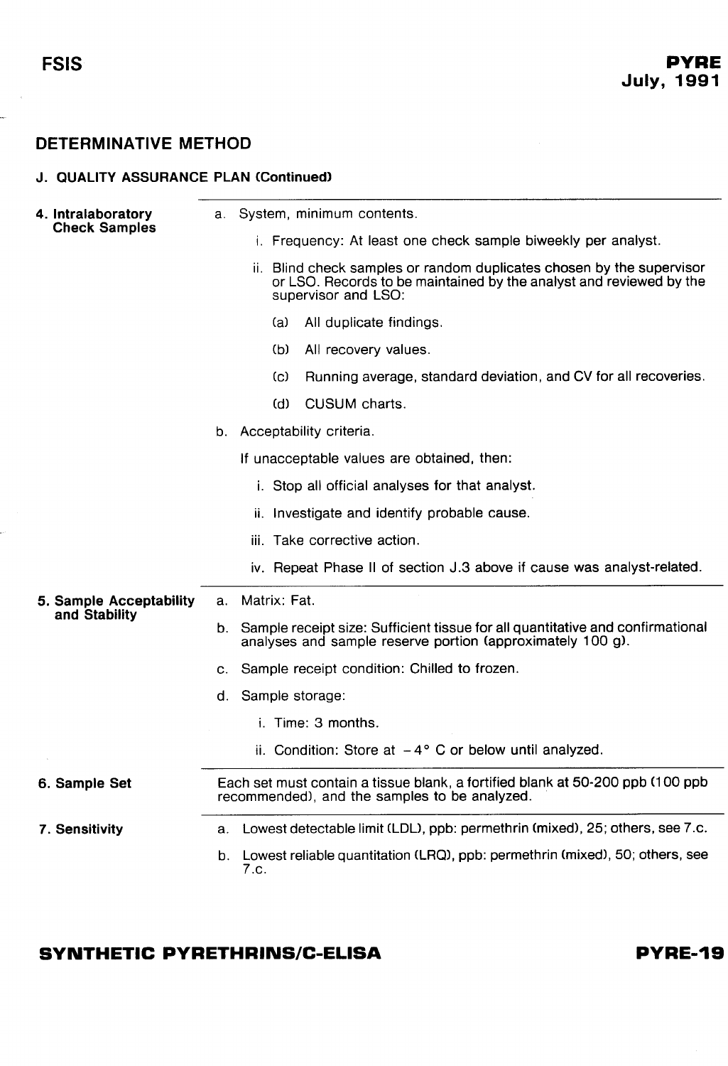## DETERMINATIVE METHOD

### J. QUALITY ASSURANCE PLAN (Continued)

**4. Intralaboratory Check Samples**

a. System, minimum contents.

i. Frequency: At least one check sample biweekly per analyst.

ii. Blind check samples or random duplicates chosen by the supervisor or LSO. Records to be maintained by the analyst and reviewed by the supervisor and LSO:

(a) All duplicate findings.

(b) All recovery values.

(c) Running average, standard deviation, and CV for all recoveries.

(d) CUSUM charts.

b. Acceptability criteria.

If unacceptable values are obtained, then:

i. Stop all official analyses for that analyst.

ii. Investigate and identify probable cause.

iii. Take corrective action.

iv. Repeat Phase II of section J.3 above if cause was analyst-related.

**5. Sample Acceptability and Stability**

a. Matrix: Fat.

b. Sample receipt size: Sufficient tissue for all quantitative and confirmational analyses and sample reserve portion (approximately 100 g).

c. Sample receipt condition: Chilled to frozen.

d. Sample storage:

i. Time: 3 months.

ii. Condition: Store at $-4°$ C or below until analyzed.

**6. Sample Set**

Each set must contain a tissue blank, a fortified blank at 50-200 ppb (100 ppb recommended), and the samples to be analyzed.

**7. Sensitivity**

a. Lowest detectable limit (LDL), ppb: permethrin (mixed), 25; others, see 7.c.

b. Lowest reliable quantitation (LRQ), ppb: permethrin (mixed), 50; others, see 7.c.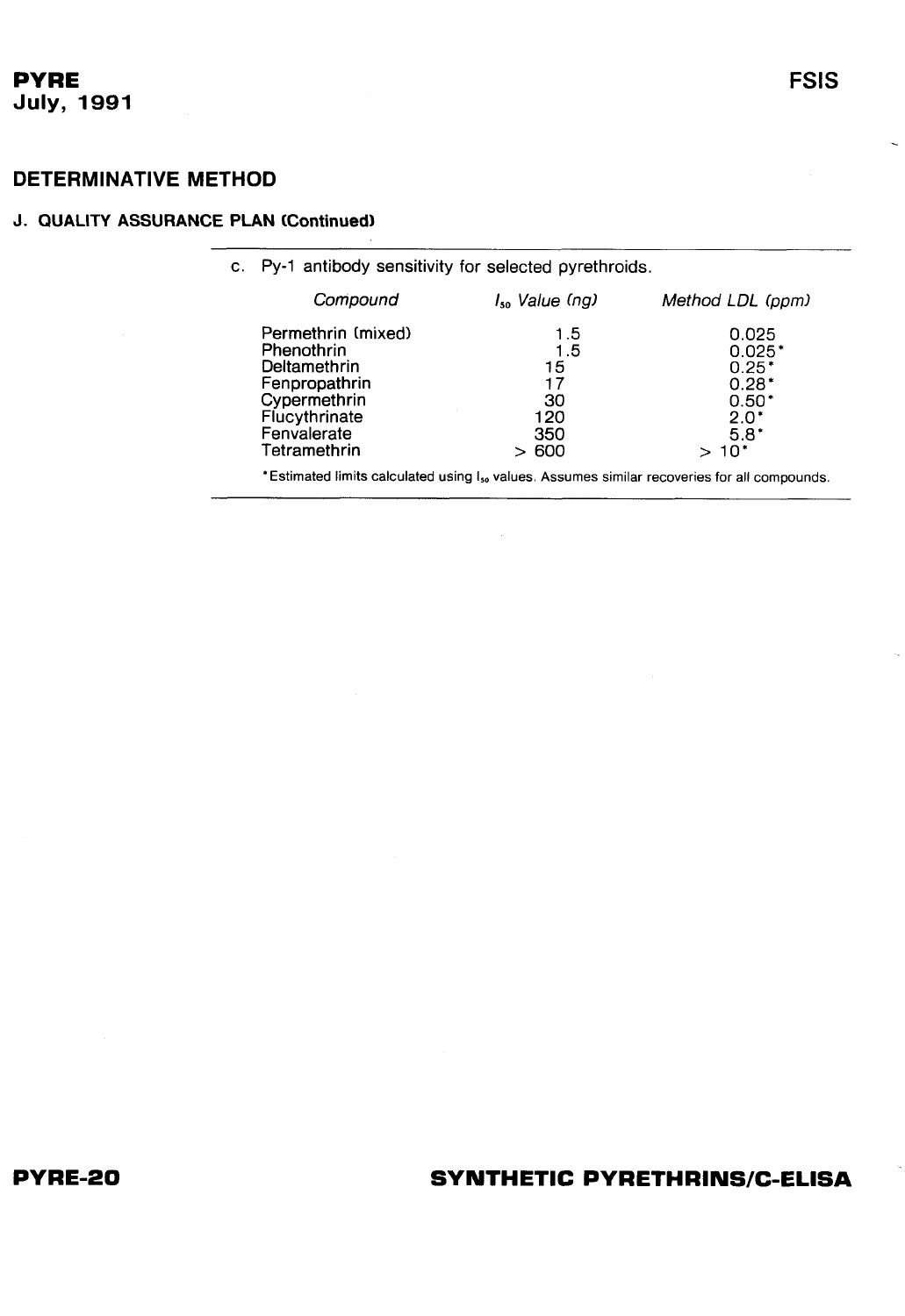## DETERMINATIVE METHOD

### J. QUALITY ASSURANCE PLAN (Continued)

c. Py-1 antibody sensitivity for selected pyrethroids.

| *Compound* | *$I_{50}$ Value (ng)* | *Method LDL (ppm)* |
|---|---|---|
| Permethrin (mixed) | 1.5 | 0.025 |
| Phenothrin | 1.5 | 0.025* |
| Deltamethrin | 15 | 0.25* |
| Fenpropathrin | 17 | 0.28* |
| Cypermethrin | 30 | 0.50* |
| Flucythrinate | 120 | 2.0* |
| Fenvalerate | 350 | 5.8* |
| Tetramethrin | > 600 | > 10* |

*Estimated limits calculated using $I_{50}$ values. Assumes similar recoveries for all compounds.